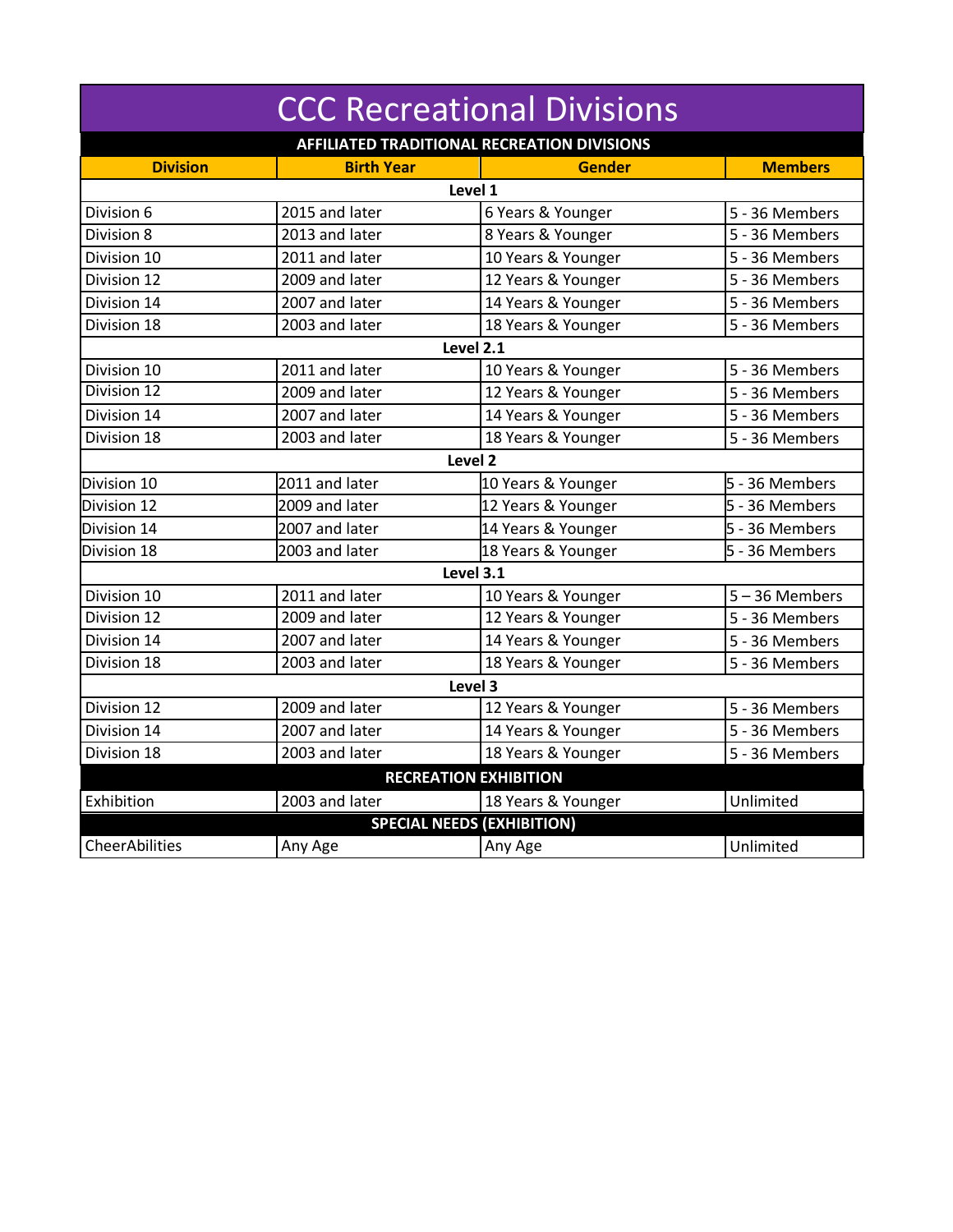# CCC Recreational Divisions

| Division | Birth Year | Gender | Members |
|---|---|---|---|
| **AFFILIATED TRADITIONAL RECREATION DIVISIONS** | | | |
| **Level 1** | | | |
| Division 6 | 2015 and later | 6 Years & Younger | 5 - 36 Members |
| Division 8 | 2013 and later | 8 Years & Younger | 5 - 36 Members |
| Division 10 | 2011 and later | 10 Years & Younger | 5 - 36 Members |
| Division 12 | 2009 and later | 12 Years & Younger | 5 - 36 Members |
| Division 14 | 2007 and later | 14 Years & Younger | 5 - 36 Members |
| Division 18 | 2003 and later | 18 Years & Younger | 5 - 36 Members |
| **Level 2.1** | | | |
| Division 10 | 2011 and later | 10 Years & Younger | 5 - 36 Members |
| Division 12 | 2009 and later | 12 Years & Younger | 5 - 36 Members |
| Division 14 | 2007 and later | 14 Years & Younger | 5 - 36 Members |
| Division 18 | 2003 and later | 18 Years & Younger | 5 - 36 Members |
| **Level 2** | | | |
| Division 10 | 2011 and later | 10 Years & Younger | 5 - 36 Members |
| Division 12 | 2009 and later | 12 Years & Younger | 5 - 36 Members |
| Division 14 | 2007 and later | 14 Years & Younger | 5 - 36 Members |
| Division 18 | 2003 and later | 18 Years & Younger | 5 - 36 Members |
| **Level 3.1** | | | |
| Division 10 | 2011 and later | 10 Years & Younger | 5 – 36 Members |
| Division 12 | 2009 and later | 12 Years & Younger | 5 - 36 Members |
| Division 14 | 2007 and later | 14 Years & Younger | 5 - 36 Members |
| Division 18 | 2003 and later | 18 Years & Younger | 5 - 36 Members |
| **Level 3** | | | |
| Division 12 | 2009 and later | 12 Years & Younger | 5 - 36 Members |
| Division 14 | 2007 and later | 14 Years & Younger | 5 - 36 Members |
| Division 18 | 2003 and later | 18 Years & Younger | 5 - 36 Members |
| **RECREATION EXHIBITION** | | | |
| Exhibition | 2003 and later | 18 Years & Younger | Unlimited |
| **SPECIAL NEEDS (EXHIBITION)** | | | |
| CheerAbilities | Any Age | Any Age | Unlimited |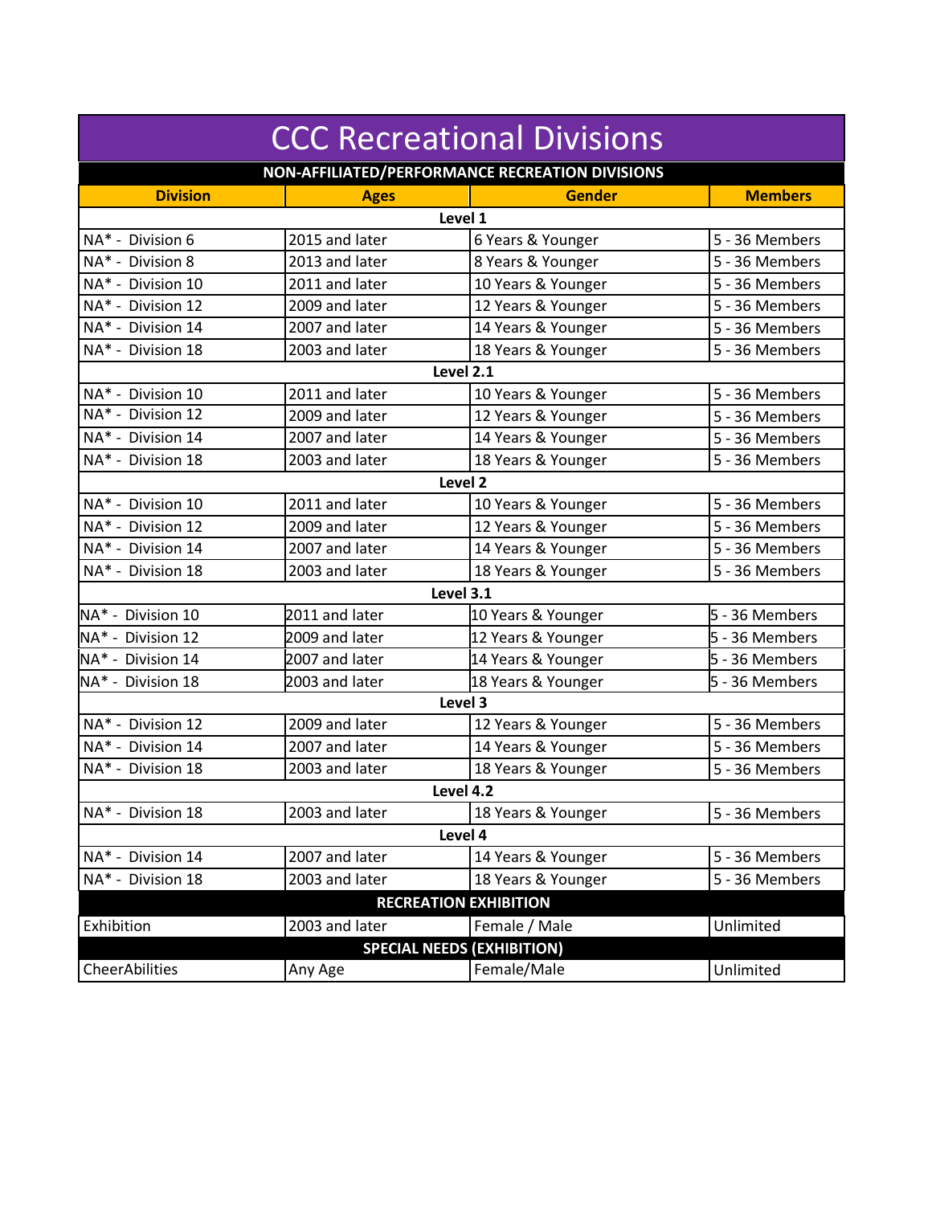# CCC Recreational Divisions

| Division | Ages | Gender | Members |
|---|---|---|---|
| **NON-AFFILIATED/PERFORMANCE RECREATION DIVISIONS** | | | |
| **Level 1** | | | |
| NA* - Division 6 | 2015 and later | 6 Years & Younger | 5 - 36 Members |
| NA* - Division 8 | 2013 and later | 8 Years & Younger | 5 - 36 Members |
| NA* - Division 10 | 2011 and later | 10 Years & Younger | 5 - 36 Members |
| NA* - Division 12 | 2009 and later | 12 Years & Younger | 5 - 36 Members |
| NA* - Division 14 | 2007 and later | 14 Years & Younger | 5 - 36 Members |
| NA* - Division 18 | 2003 and later | 18 Years & Younger | 5 - 36 Members |
| **Level 2.1** | | | |
| NA* - Division 10 | 2011 and later | 10 Years & Younger | 5 - 36 Members |
| NA* - Division 12 | 2009 and later | 12 Years & Younger | 5 - 36 Members |
| NA* - Division 14 | 2007 and later | 14 Years & Younger | 5 - 36 Members |
| NA* - Division 18 | 2003 and later | 18 Years & Younger | 5 - 36 Members |
| **Level 2** | | | |
| NA* - Division 10 | 2011 and later | 10 Years & Younger | 5 - 36 Members |
| NA* - Division 12 | 2009 and later | 12 Years & Younger | 5 - 36 Members |
| NA* - Division 14 | 2007 and later | 14 Years & Younger | 5 - 36 Members |
| NA* - Division 18 | 2003 and later | 18 Years & Younger | 5 - 36 Members |
| **Level 3.1** | | | |
| NA* - Division 10 | 2011 and later | 10 Years & Younger | 5 - 36 Members |
| NA* - Division 12 | 2009 and later | 12 Years & Younger | 5 - 36 Members |
| NA* - Division 14 | 2007 and later | 14 Years & Younger | 5 - 36 Members |
| NA* - Division 18 | 2003 and later | 18 Years & Younger | 5 - 36 Members |
| **Level 3** | | | |
| NA* - Division 12 | 2009 and later | 12 Years & Younger | 5 - 36 Members |
| NA* - Division 14 | 2007 and later | 14 Years & Younger | 5 - 36 Members |
| NA* - Division 18 | 2003 and later | 18 Years & Younger | 5 - 36 Members |
| **Level 4.2** | | | |
| NA* - Division 18 | 2003 and later | 18 Years & Younger | 5 - 36 Members |
| **Level 4** | | | |
| NA* - Division 14 | 2007 and later | 14 Years & Younger | 5 - 36 Members |
| NA* - Division 18 | 2003 and later | 18 Years & Younger | 5 - 36 Members |
| **RECREATION EXHIBITION** | | | |
| Exhibition | 2003 and later | Female / Male | Unlimited |
| **SPECIAL NEEDS (EXHIBITION)** | | | |
| CheerAbilities | Any Age | Female/Male | Unlimited |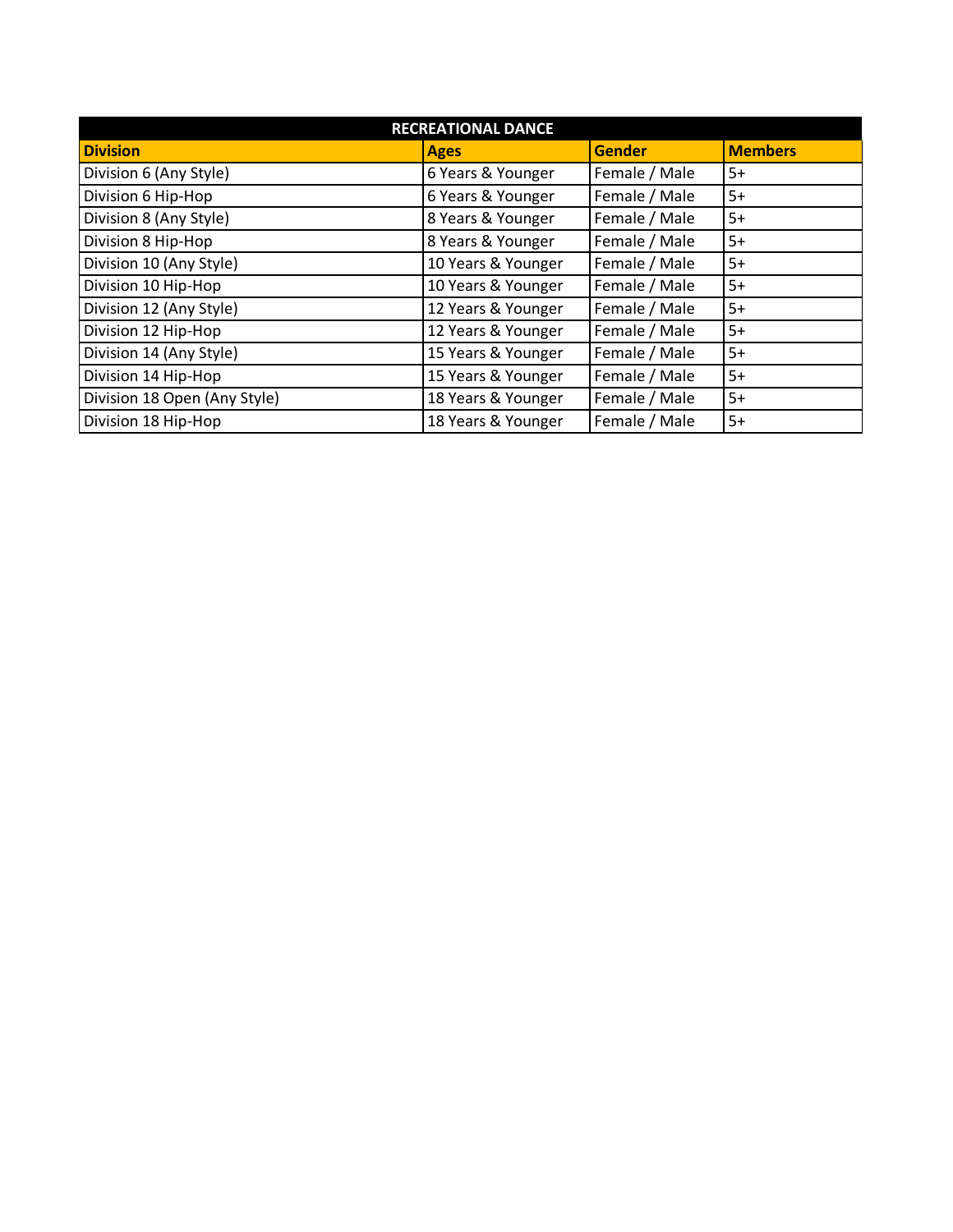| RECREATIONAL DANCE | | | |
|---|---|---|---|
| **Division** | **Ages** | **Gender** | **Members** |
| Division 6 (Any Style) | 6 Years & Younger | Female / Male | 5+ |
| Division 6 Hip-Hop | 6 Years & Younger | Female / Male | 5+ |
| Division 8 (Any Style) | 8 Years & Younger | Female / Male | 5+ |
| Division 8 Hip-Hop | 8 Years & Younger | Female / Male | 5+ |
| Division 10 (Any Style) | 10 Years & Younger | Female / Male | 5+ |
| Division 10 Hip-Hop | 10 Years & Younger | Female / Male | 5+ |
| Division 12 (Any Style) | 12 Years & Younger | Female / Male | 5+ |
| Division 12 Hip-Hop | 12 Years & Younger | Female / Male | 5+ |
| Division 14 (Any Style) | 15 Years & Younger | Female / Male | 5+ |
| Division 14 Hip-Hop | 15 Years & Younger | Female / Male | 5+ |
| Division 18 Open (Any Style) | 18 Years & Younger | Female / Male | 5+ |
| Division 18 Hip-Hop | 18 Years & Younger | Female / Male | 5+ |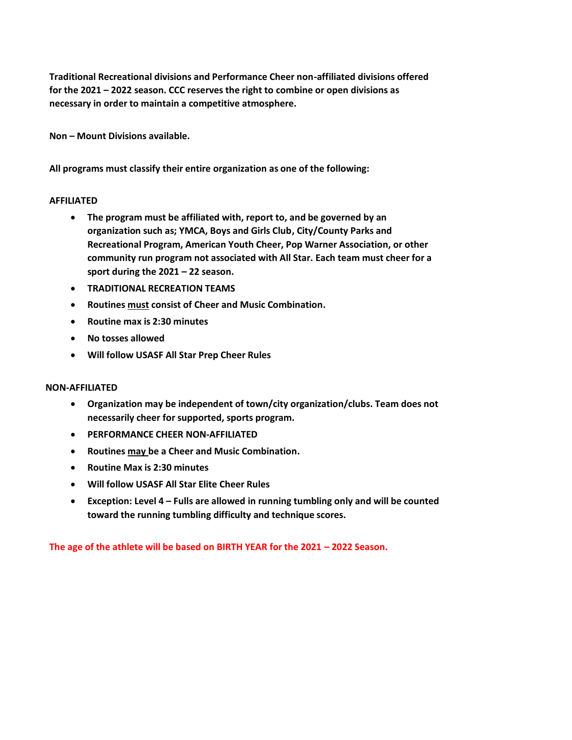**Traditional Recreational divisions and Performance Cheer non-affiliated divisions offered for the 2021 – 2022 season. CCC reserves the right to combine or open divisions as necessary in order to maintain a competitive atmosphere.**

**Non – Mount Divisions available.**

**All programs must classify their entire organization as one of the following:**

**AFFILIATED**

- **The program must be affiliated with, report to, and be governed by an organization such as; YMCA, Boys and Girls Club, City/County Parks and Recreational Program, American Youth Cheer, Pop Warner Association, or other community run program not associated with All Star. Each team must cheer for a sport during the 2021 – 22 season.**
- **TRADITIONAL RECREATION TEAMS**
- **Routines <u>must</u> consist of Cheer and Music Combination.**
- **Routine max is 2:30 minutes**
- **No tosses allowed**
- **Will follow USASF All Star Prep Cheer Rules**

**NON-AFFILIATED**

- **Organization may be independent of town/city organization/clubs. Team does not necessarily cheer for supported, sports program.**
- **PERFORMANCE CHEER NON-AFFILIATED**
- **Routines <u>may</u> be a Cheer and Music Combination.**
- **Routine Max is 2:30 minutes**
- **Will follow USASF All Star Elite Cheer Rules**
- **Exception: Level 4 – Fulls are allowed in running tumbling only and will be counted toward the running tumbling difficulty and technique scores.**

**The age of the athlete will be based on BIRTH YEAR for the 2021 – 2022 Season.**